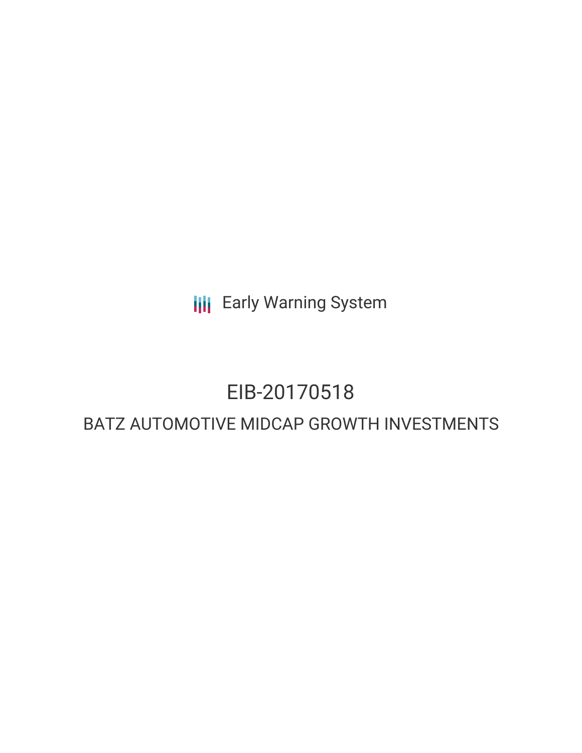Early Warning System

# EIB-20170518

## BATZ AUTOMOTIVE MIDCAP GROWTH INVESTMENTS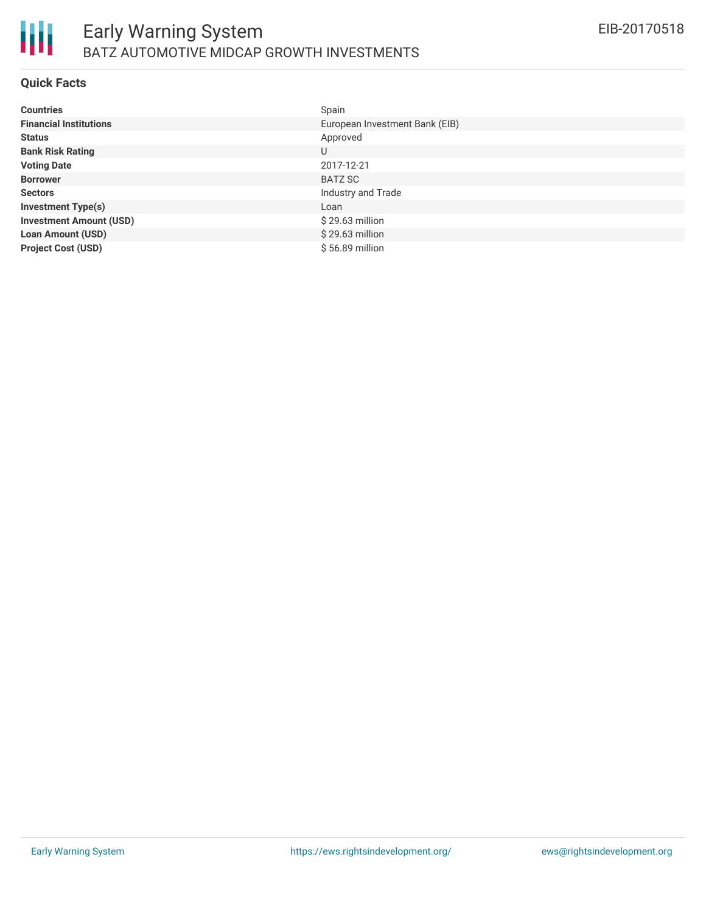# Early Warning System

## BATZ AUTOMOTIVE MIDCAP GROWTH INVESTMENTS

EIB-20170518

### Quick Facts

| | |
|---|---|
| **Countries** | Spain |
| **Financial Institutions** | European Investment Bank (EIB) |
| **Status** | Approved |
| **Bank Risk Rating** | U |
| **Voting Date** | 2017-12-21 |
| **Borrower** | BATZ SC |
| **Sectors** | Industry and Trade |
| **Investment Type(s)** | Loan |
| **Investment Amount (USD)** | $ 29.63 million |
| **Loan Amount (USD)** | $ 29.63 million |
| **Project Cost (USD)** | $ 56.89 million |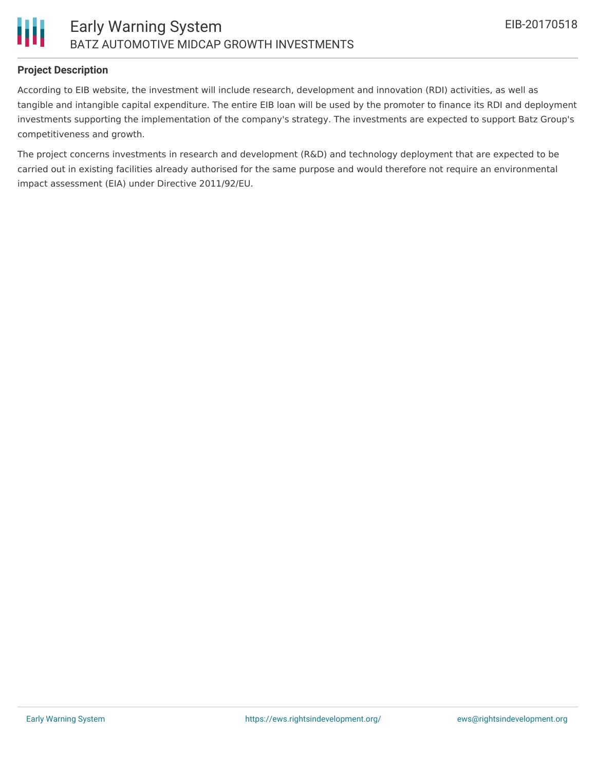## Project Description

According to EIB website, the investment will include research, development and innovation (RDI) activities, as well as tangible and intangible capital expenditure. The entire EIB loan will be used by the promoter to finance its RDI and deployment investments supporting the implementation of the company's strategy. The investments are expected to support Batz Group's competitiveness and growth.

The project concerns investments in research and development (R&D) and technology deployment that are expected to be carried out in existing facilities already authorised for the same purpose and would therefore not require an environmental impact assessment (EIA) under Directive 2011/92/EU.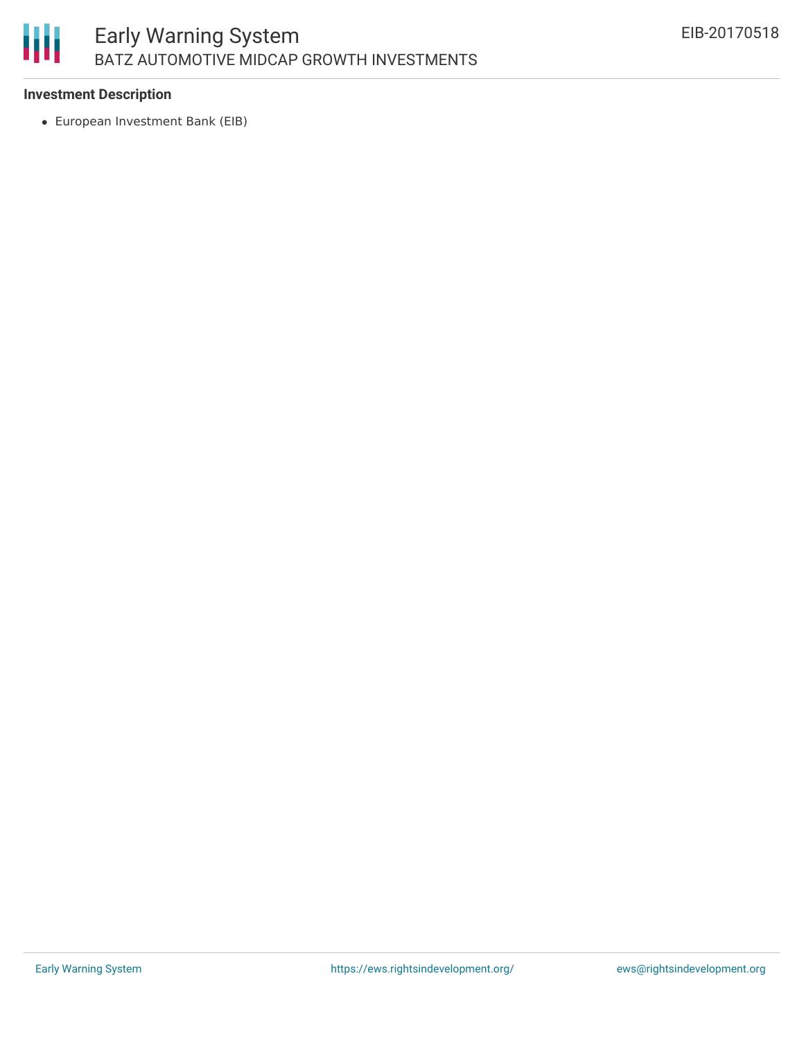**Investment Description**

- European Investment Bank (EIB)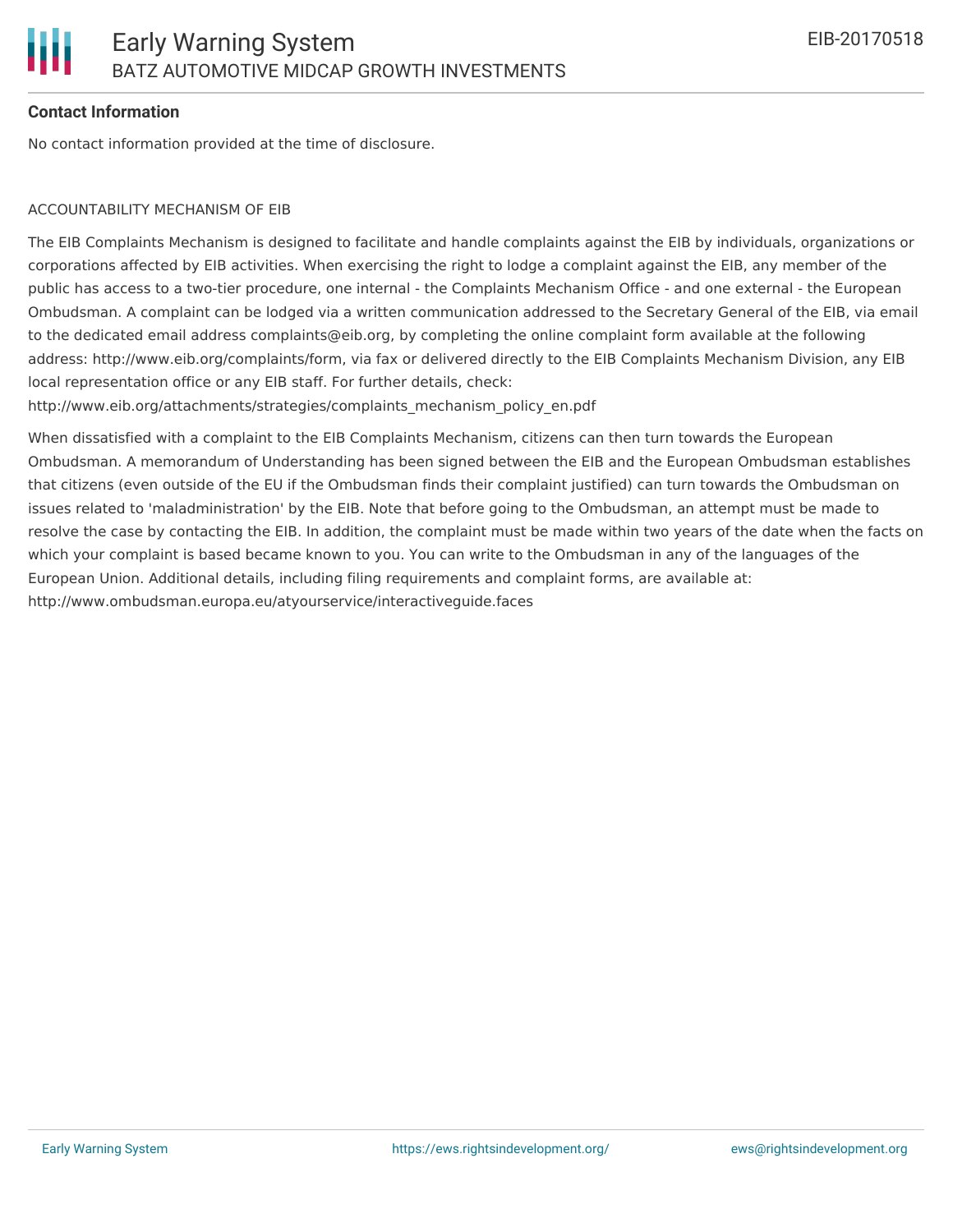**Contact Information**

No contact information provided at the time of disclosure.

ACCOUNTABILITY MECHANISM OF EIB

The EIB Complaints Mechanism is designed to facilitate and handle complaints against the EIB by individuals, organizations or corporations affected by EIB activities. When exercising the right to lodge a complaint against the EIB, any member of the public has access to a two-tier procedure, one internal - the Complaints Mechanism Office - and one external - the European Ombudsman. A complaint can be lodged via a written communication addressed to the Secretary General of the EIB, via email to the dedicated email address complaints@eib.org, by completing the online complaint form available at the following address: http://www.eib.org/complaints/form, via fax or delivered directly to the EIB Complaints Mechanism Division, any EIB local representation office or any EIB staff. For further details, check: http://www.eib.org/attachments/strategies/complaints_mechanism_policy_en.pdf

When dissatisfied with a complaint to the EIB Complaints Mechanism, citizens can then turn towards the European Ombudsman. A memorandum of Understanding has been signed between the EIB and the European Ombudsman establishes that citizens (even outside of the EU if the Ombudsman finds their complaint justified) can turn towards the Ombudsman on issues related to 'maladministration' by the EIB. Note that before going to the Ombudsman, an attempt must be made to resolve the case by contacting the EIB. In addition, the complaint must be made within two years of the date when the facts on which your complaint is based became known to you. You can write to the Ombudsman in any of the languages of the European Union. Additional details, including filing requirements and complaint forms, are available at: http://www.ombudsman.europa.eu/atyourservice/interactiveguide.faces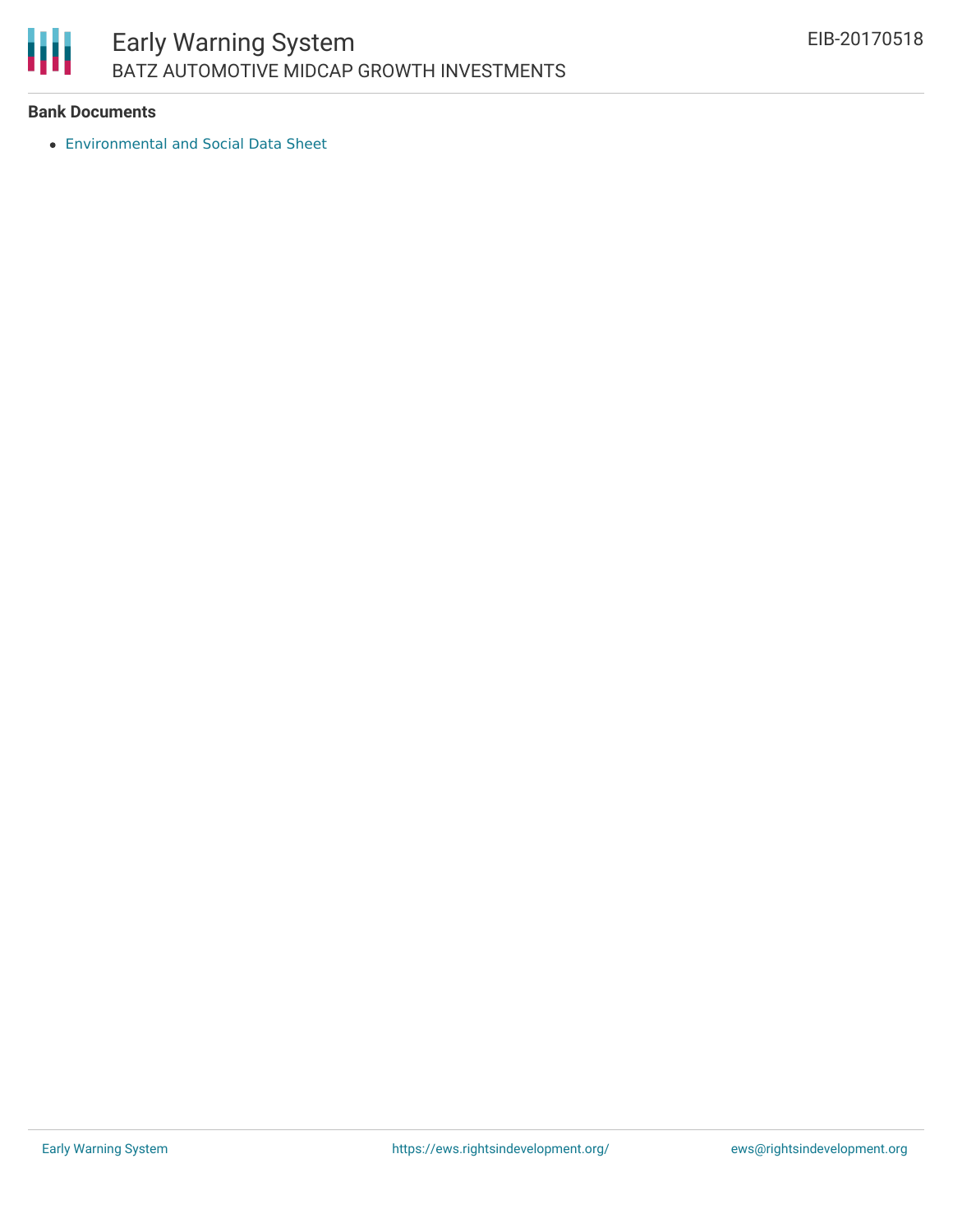**Bank Documents**

- Environmental and Social Data Sheet